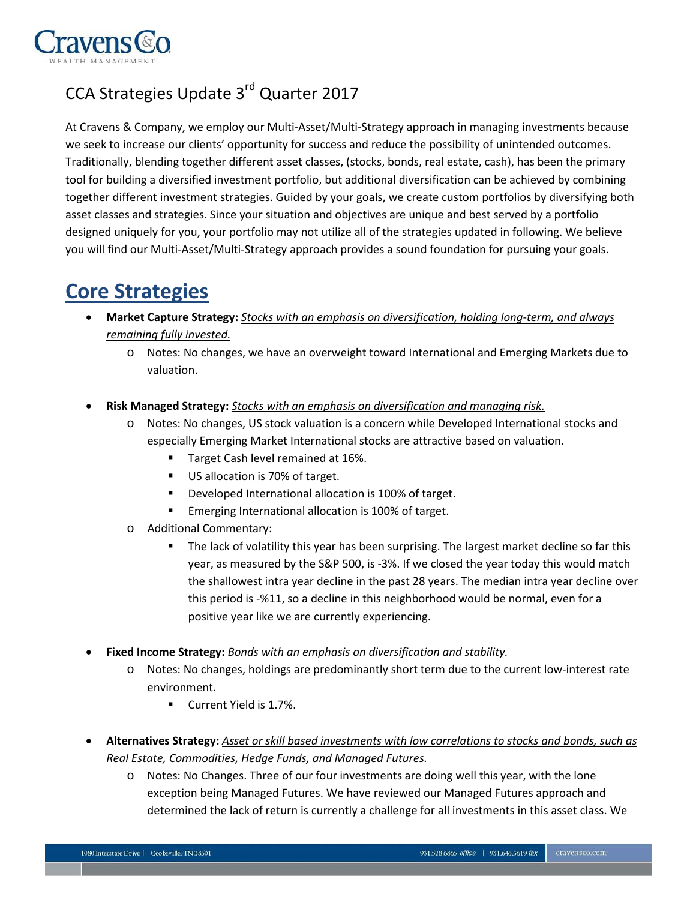# CCA Strategies Update 3rd Quarter 2017

At Cravens & Company, we employ our Multi-Asset/Multi-Strategy approach in managing investments because we seek to increase our clients' opportunity for success and reduce the possibility of unintended outcomes. Traditionally, blending together different asset classes, (stocks, bonds, real estate, cash), has been the primary tool for building a diversified investment portfolio, but additional diversification can be achieved by combining together different investment strategies. Guided by your goals, we create custom portfolios by diversifying both asset classes and strategies. Since your situation and objectives are unique and best served by a portfolio designed uniquely for you, your portfolio may not utilize all of the strategies updated in following. We believe you will find our Multi-Asset/Multi-Strategy approach provides a sound foundation for pursuing your goals.

## Core Strategies

- **Market Capture Strategy:** *Stocks with an emphasis on diversification, holding long-term, and always remaining fully invested.*
  - Notes: No changes, we have an overweight toward International and Emerging Markets due to valuation.

- **Risk Managed Strategy:** *Stocks with an emphasis on diversification and managing risk.*
  - Notes: No changes, US stock valuation is a concern while Developed International stocks and especially Emerging Market International stocks are attractive based on valuation.
    - Target Cash level remained at 16%.
    - US allocation is 70% of target.
    - Developed International allocation is 100% of target.
    - Emerging International allocation is 100% of target.
  - Additional Commentary:
    - The lack of volatility this year has been surprising. The largest market decline so far this year, as measured by the S&P 500, is -3%. If we closed the year today this would match the shallowest intra year decline in the past 28 years. The median intra year decline over this period is -%11, so a decline in this neighborhood would be normal, even for a positive year like we are currently experiencing.

- **Fixed Income Strategy:** *Bonds with an emphasis on diversification and stability.*
  - Notes: No changes, holdings are predominantly short term due to the current low-interest rate environment.
    - Current Yield is 1.7%.

- **Alternatives Strategy:** *Asset or skill based investments with low correlations to stocks and bonds, such as Real Estate, Commodities, Hedge Funds, and Managed Futures.*
  - Notes: No Changes. Three of our four investments are doing well this year, with the lone exception being Managed Futures. We have reviewed our Managed Futures approach and determined the lack of return is currently a challenge for all investments in this asset class. We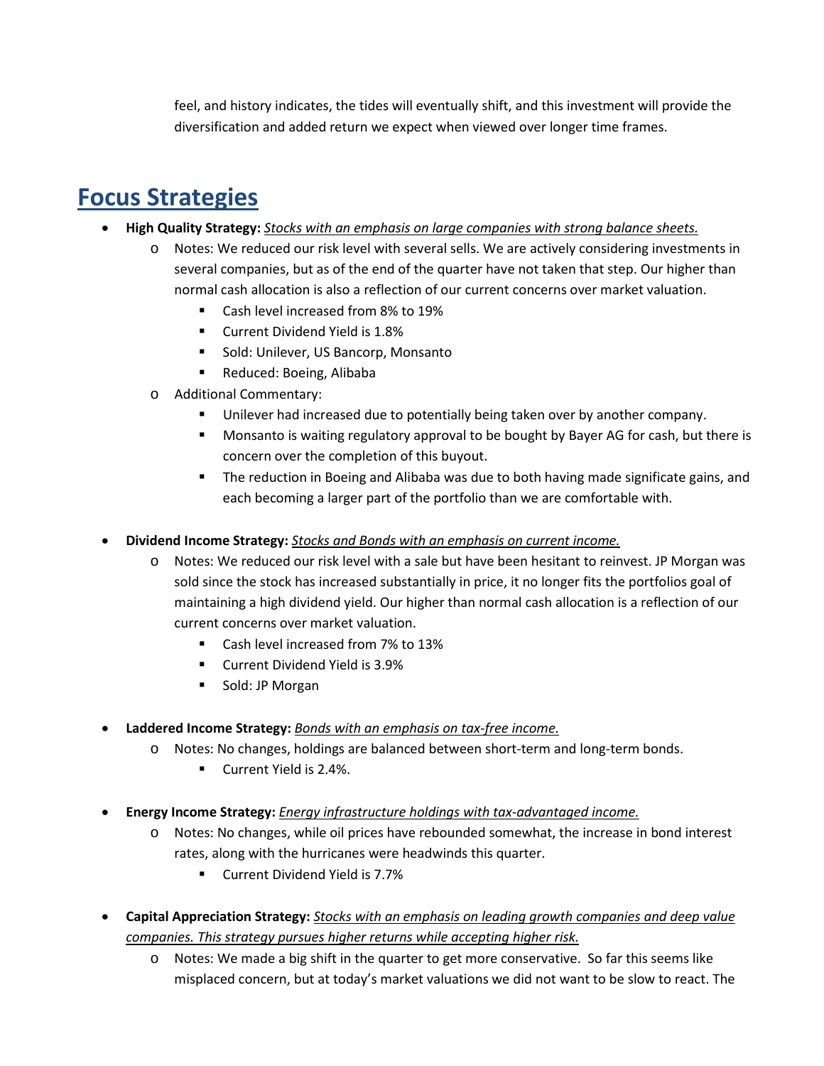feel, and history indicates, the tides will eventually shift, and this investment will provide the diversification and added return we expect when viewed over longer time frames.

# Focus Strategies

- **High Quality Strategy:** *Stocks with an emphasis on large companies with strong balance sheets.*
  - Notes: We reduced our risk level with several sells. We are actively considering investments in several companies, but as of the end of the quarter have not taken that step. Our higher than normal cash allocation is also a reflection of our current concerns over market valuation.
    - Cash level increased from 8% to 19%
    - Current Dividend Yield is 1.8%
    - Sold: Unilever, US Bancorp, Monsanto
    - Reduced: Boeing, Alibaba
  - Additional Commentary:
    - Unilever had increased due to potentially being taken over by another company.
    - Monsanto is waiting regulatory approval to be bought by Bayer AG for cash, but there is concern over the completion of this buyout.
    - The reduction in Boeing and Alibaba was due to both having made significate gains, and each becoming a larger part of the portfolio than we are comfortable with.

- **Dividend Income Strategy:** *Stocks and Bonds with an emphasis on current income.*
  - Notes: We reduced our risk level with a sale but have been hesitant to reinvest. JP Morgan was sold since the stock has increased substantially in price, it no longer fits the portfolios goal of maintaining a high dividend yield. Our higher than normal cash allocation is a reflection of our current concerns over market valuation.
    - Cash level increased from 7% to 13%
    - Current Dividend Yield is 3.9%
    - Sold: JP Morgan

- **Laddered Income Strategy:** *Bonds with an emphasis on tax-free income.*
  - Notes: No changes, holdings are balanced between short-term and long-term bonds.
    - Current Yield is 2.4%.

- **Energy Income Strategy:** *Energy infrastructure holdings with tax-advantaged income.*
  - Notes: No changes, while oil prices have rebounded somewhat, the increase in bond interest rates, along with the hurricanes were headwinds this quarter.
    - Current Dividend Yield is 7.7%

- **Capital Appreciation Strategy:** *Stocks with an emphasis on leading growth companies and deep value companies. This strategy pursues higher returns while accepting higher risk.*
  - Notes: We made a big shift in the quarter to get more conservative. So far this seems like misplaced concern, but at today's market valuations we did not want to be slow to react. The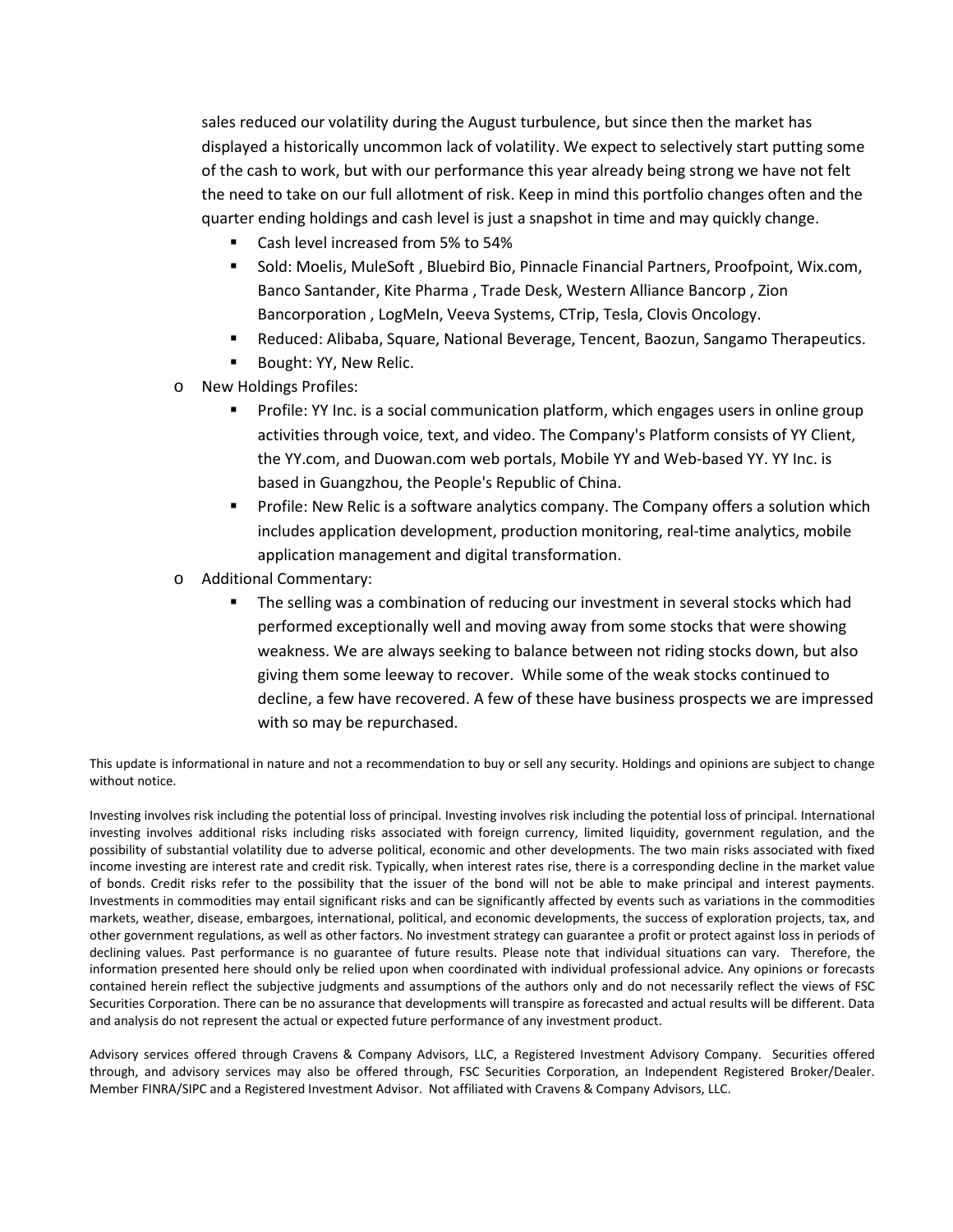sales reduced our volatility during the August turbulence, but since then the market has displayed a historically uncommon lack of volatility. We expect to selectively start putting some of the cash to work, but with our performance this year already being strong we have not felt the need to take on our full allotment of risk. Keep in mind this portfolio changes often and the quarter ending holdings and cash level is just a snapshot in time and may quickly change.

  - Cash level increased from 5% to 54%
  - Sold: Moelis, MuleSoft , Bluebird Bio, Pinnacle Financial Partners, Proofpoint, Wix.com, Banco Santander, Kite Pharma , Trade Desk, Western Alliance Bancorp , Zion Bancorporation , LogMeIn, Veeva Systems, CTrip, Tesla, Clovis Oncology.
  - Reduced: Alibaba, Square, National Beverage, Tencent, Baozun, Sangamo Therapeutics.
  - Bought: YY, New Relic.

- New Holdings Profiles:
  - Profile: YY Inc. is a social communication platform, which engages users in online group activities through voice, text, and video. The Company's Platform consists of YY Client, the YY.com, and Duowan.com web portals, Mobile YY and Web-based YY. YY Inc. is based in Guangzhou, the People's Republic of China.
  - Profile: New Relic is a software analytics company. The Company offers a solution which includes application development, production monitoring, real-time analytics, mobile application management and digital transformation.

- Additional Commentary:
  - The selling was a combination of reducing our investment in several stocks which had performed exceptionally well and moving away from some stocks that were showing weakness. We are always seeking to balance between not riding stocks down, but also giving them some leeway to recover. While some of the weak stocks continued to decline, a few have recovered. A few of these have business prospects we are impressed with so may be repurchased.

This update is informational in nature and not a recommendation to buy or sell any security. Holdings and opinions are subject to change without notice.

Investing involves risk including the potential loss of principal. Investing involves risk including the potential loss of principal. International investing involves additional risks including risks associated with foreign currency, limited liquidity, government regulation, and the possibility of substantial volatility due to adverse political, economic and other developments. The two main risks associated with fixed income investing are interest rate and credit risk. Typically, when interest rates rise, there is a corresponding decline in the market value of bonds. Credit risks refer to the possibility that the issuer of the bond will not be able to make principal and interest payments. Investments in commodities may entail significant risks and can be significantly affected by events such as variations in the commodities markets, weather, disease, embargoes, international, political, and economic developments, the success of exploration projects, tax, and other government regulations, as well as other factors. No investment strategy can guarantee a profit or protect against loss in periods of declining values. Past performance is no guarantee of future results. Please note that individual situations can vary. Therefore, the information presented here should only be relied upon when coordinated with individual professional advice. Any opinions or forecasts contained herein reflect the subjective judgments and assumptions of the authors only and do not necessarily reflect the views of FSC Securities Corporation. There can be no assurance that developments will transpire as forecasted and actual results will be different. Data and analysis do not represent the actual or expected future performance of any investment product.

Advisory services offered through Cravens & Company Advisors, LLC, a Registered Investment Advisory Company. Securities offered through, and advisory services may also be offered through, FSC Securities Corporation, an Independent Registered Broker/Dealer. Member FINRA/SIPC and a Registered Investment Advisor. Not affiliated with Cravens & Company Advisors, LLC.